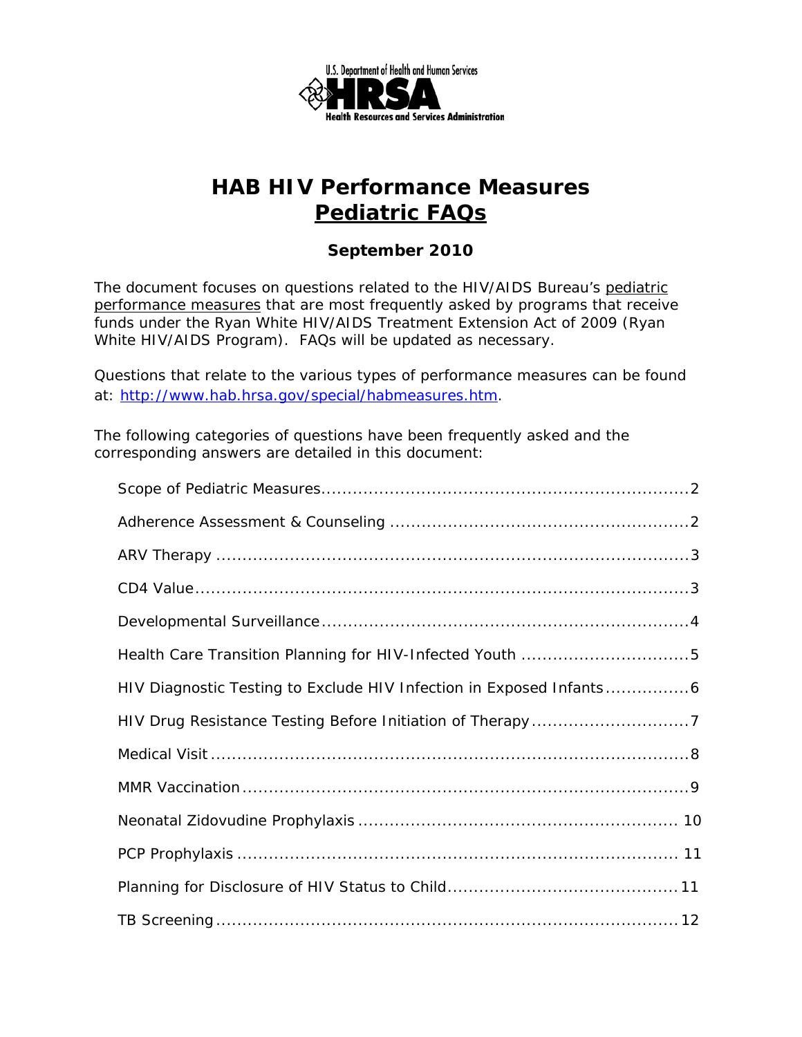U.S. Department of Health and Human Services
**HRSA**
Health Resources and Services Administration

# HAB HIV Performance Measures
# Pediatric FAQs

**September 2010**

The document focuses on questions related to the HIV/AIDS Bureau's pediatric performance measures that are most frequently asked by programs that receive funds under the Ryan White HIV/AIDS Treatment Extension Act of 2009 (Ryan White HIV/AIDS Program). FAQs will be updated as necessary.

Questions that relate to the various types of performance measures can be found at: http://www.hab.hrsa.gov/special/habmeasures.htm.

The following categories of questions have been frequently asked and the corresponding answers are detailed in this document:

- Scope of Pediatric Measures....................................................................2
- Adherence Assessment & Counseling ........................................................2
- ARV Therapy .........................................................................................3
- CD4 Value.............................................................................................3
- Developmental Surveillance.....................................................................4
- Health Care Transition Planning for HIV-Infected Youth ...............................5
- HIV Diagnostic Testing to Exclude HIV Infection in Exposed Infants................6
- HIV Drug Resistance Testing Before Initiation of Therapy.............................7
- Medical Visit ..........................................................................................8
- MMR Vaccination ....................................................................................9
- Neonatal Zidovudine Prophylaxis ............................................................ 10
- PCP Prophylaxis .................................................................................... 11
- Planning for Disclosure of HIV Status to Child...........................................11
- TB Screening ........................................................................................12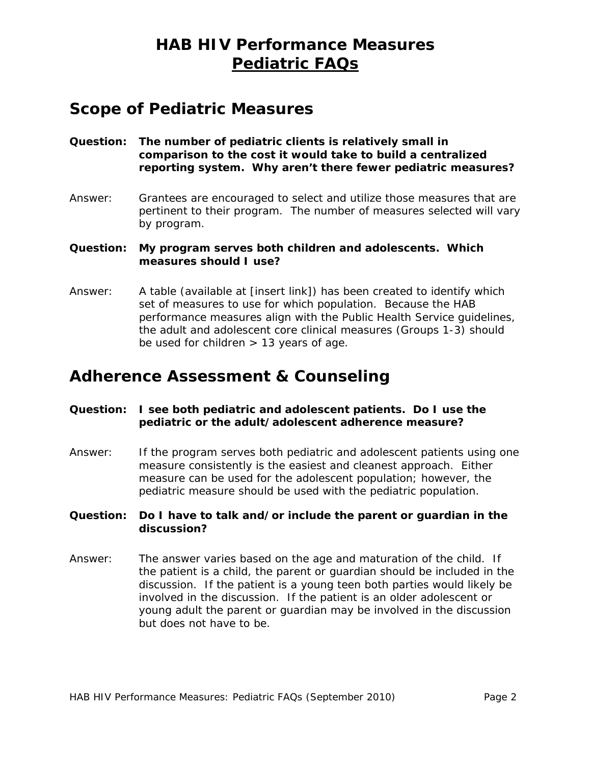# HAB HIV Performance Measures
# Pediatric FAQs

## Scope of Pediatric Measures

**Question: The number of pediatric clients is relatively small in comparison to the cost it would take to build a centralized reporting system. Why aren't there fewer pediatric measures?**

Answer: Grantees are encouraged to select and utilize those measures that are pertinent to their program. The number of measures selected will vary by program.

**Question: My program serves both children and adolescents. Which measures should I use?**

Answer: A table (available at [insert link]) has been created to identify which set of measures to use for which population. Because the HAB performance measures align with the Public Health Service guidelines, the adult and adolescent core clinical measures (Groups 1-3) should be used for children > 13 years of age.

## Adherence Assessment & Counseling

**Question: I see both pediatric and adolescent patients. Do I use the pediatric or the adult/adolescent adherence measure?**

Answer: If the program serves both pediatric and adolescent patients using one measure consistently is the easiest and cleanest approach. Either measure can be used for the adolescent population; however, the pediatric measure should be used with the pediatric population.

**Question: Do I have to talk and/or include the parent or guardian in the discussion?**

Answer: The answer varies based on the age and maturation of the child. If the patient is a child, the parent or guardian should be included in the discussion. If the patient is a young teen both parties would likely be involved in the discussion. If the patient is an older adolescent or young adult the parent or guardian may be involved in the discussion but does not have to be.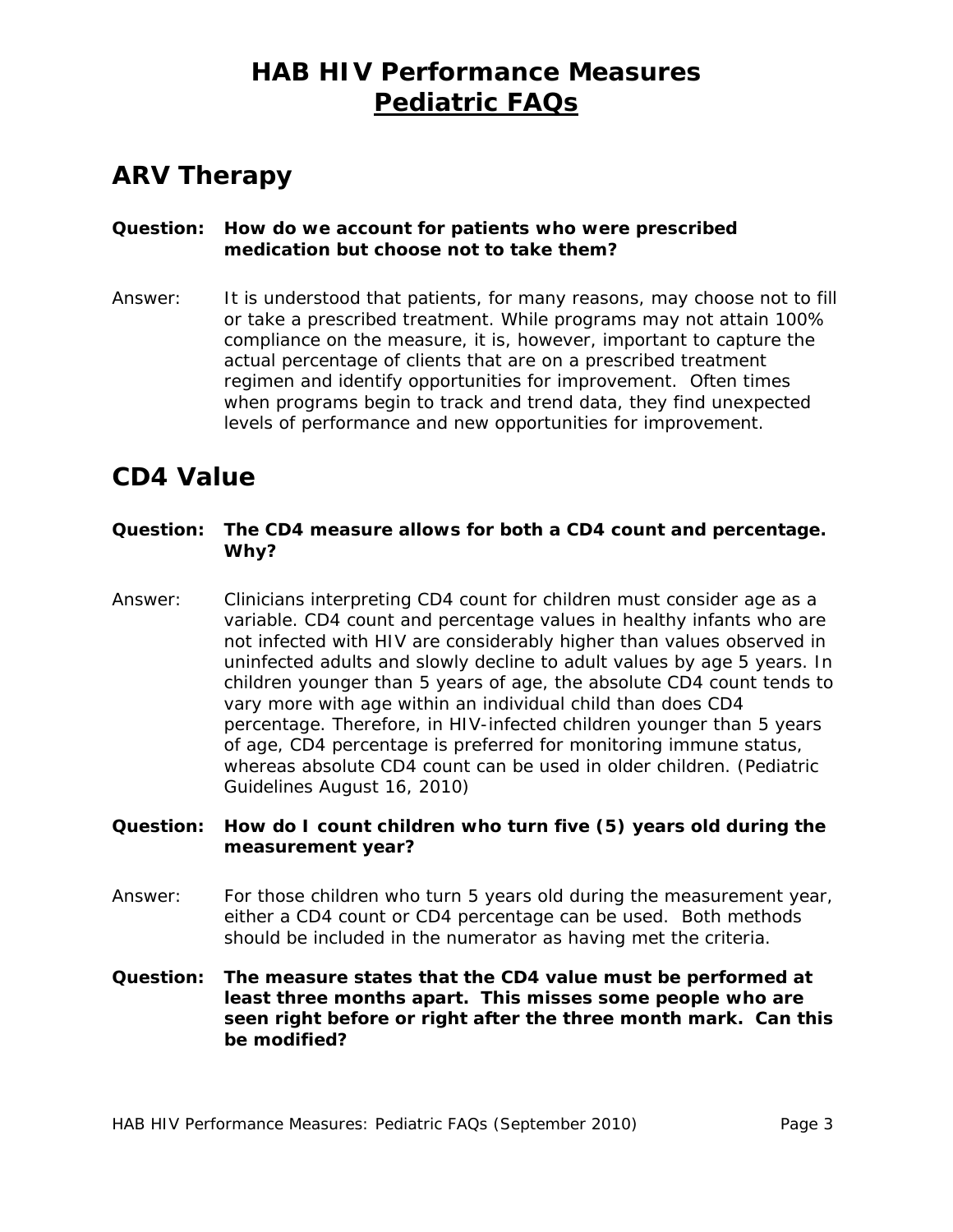# HAB HIV Performance Measures
## Pediatric FAQs

## ARV Therapy

**Question: How do we account for patients who were prescribed medication but choose not to take them?**

Answer: It is understood that patients, for many reasons, may choose not to fill or take a prescribed treatment. While programs may not attain 100% compliance on the measure, it is, however, important to capture the actual percentage of clients that are on a prescribed treatment regimen and identify opportunities for improvement. Often times when programs begin to track and trend data, they find unexpected levels of performance and new opportunities for improvement.

## CD4 Value

**Question: The CD4 measure allows for both a CD4 count and percentage. Why?**

Answer: Clinicians interpreting CD4 count for children must consider age as a variable. CD4 count and percentage values in healthy infants who are not infected with HIV are considerably higher than values observed in uninfected adults and slowly decline to adult values by age 5 years. In children younger than 5 years of age, the absolute CD4 count tends to vary more with age within an individual child than does CD4 percentage. Therefore, in HIV-infected children younger than 5 years of age, CD4 percentage is preferred for monitoring immune status, whereas absolute CD4 count can be used in older children. (Pediatric Guidelines August 16, 2010)

**Question: How do I count children who turn five (5) years old during the measurement year?**

Answer: For those children who turn 5 years old during the measurement year, either a CD4 count or CD4 percentage can be used. Both methods should be included in the numerator as having met the criteria.

**Question: The measure states that the CD4 value must be performed at least three months apart. This misses some people who are seen right before or right after the three month mark. Can this be modified?**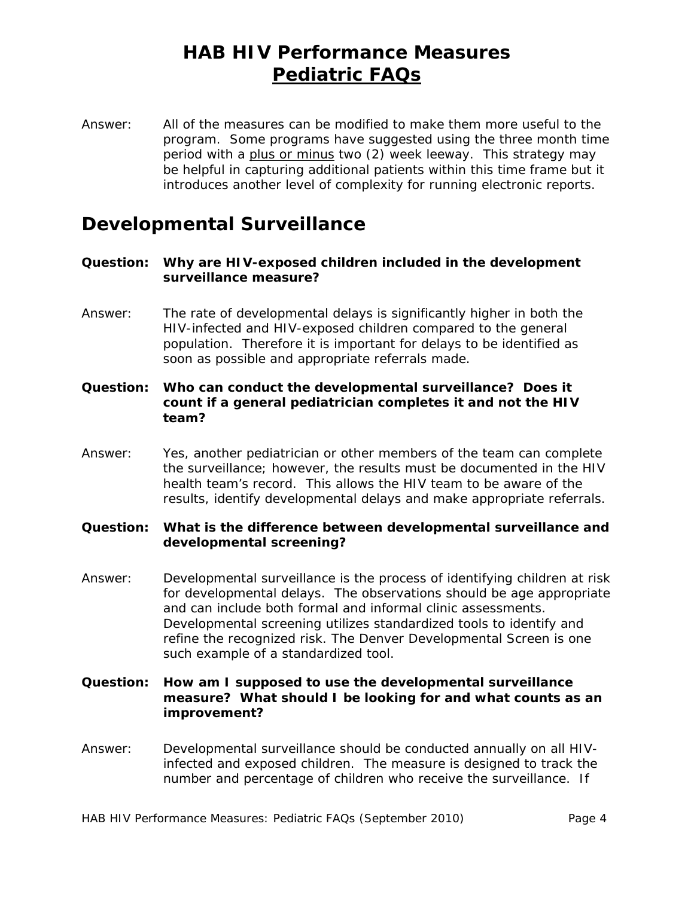Answer: All of the measures can be modified to make them more useful to the program. Some programs have suggested using the three month time period with a <u>plus or minus</u> two (2) week leeway. This strategy may be helpful in capturing additional patients within this time frame but it introduces another level of complexity for running electronic reports.

## Developmental Surveillance

**Question: Why are HIV-exposed children included in the development surveillance measure?**

Answer: The rate of developmental delays is significantly higher in both the HIV-infected and HIV-exposed children compared to the general population. Therefore it is important for delays to be identified as soon as possible and appropriate referrals made.

**Question: Who can conduct the developmental surveillance? Does it count if a general pediatrician completes it and not the HIV team?**

Answer: Yes, another pediatrician or other members of the team can complete the surveillance; however, the results must be documented in the HIV health team's record. This allows the HIV team to be aware of the results, identify developmental delays and make appropriate referrals.

**Question: What is the difference between developmental surveillance and developmental screening?**

Answer: Developmental surveillance is the process of identifying children at risk for developmental delays. The observations should be age appropriate and can include both formal and informal clinic assessments. Developmental screening utilizes standardized tools to identify and refine the recognized risk. The Denver Developmental Screen is one such example of a standardized tool.

**Question: How am I supposed to use the developmental surveillance measure? What should I be looking for and what counts as an improvement?**

Answer: Developmental surveillance should be conducted annually on all HIV-infected and exposed children. The measure is designed to track the number and percentage of children who receive the surveillance. If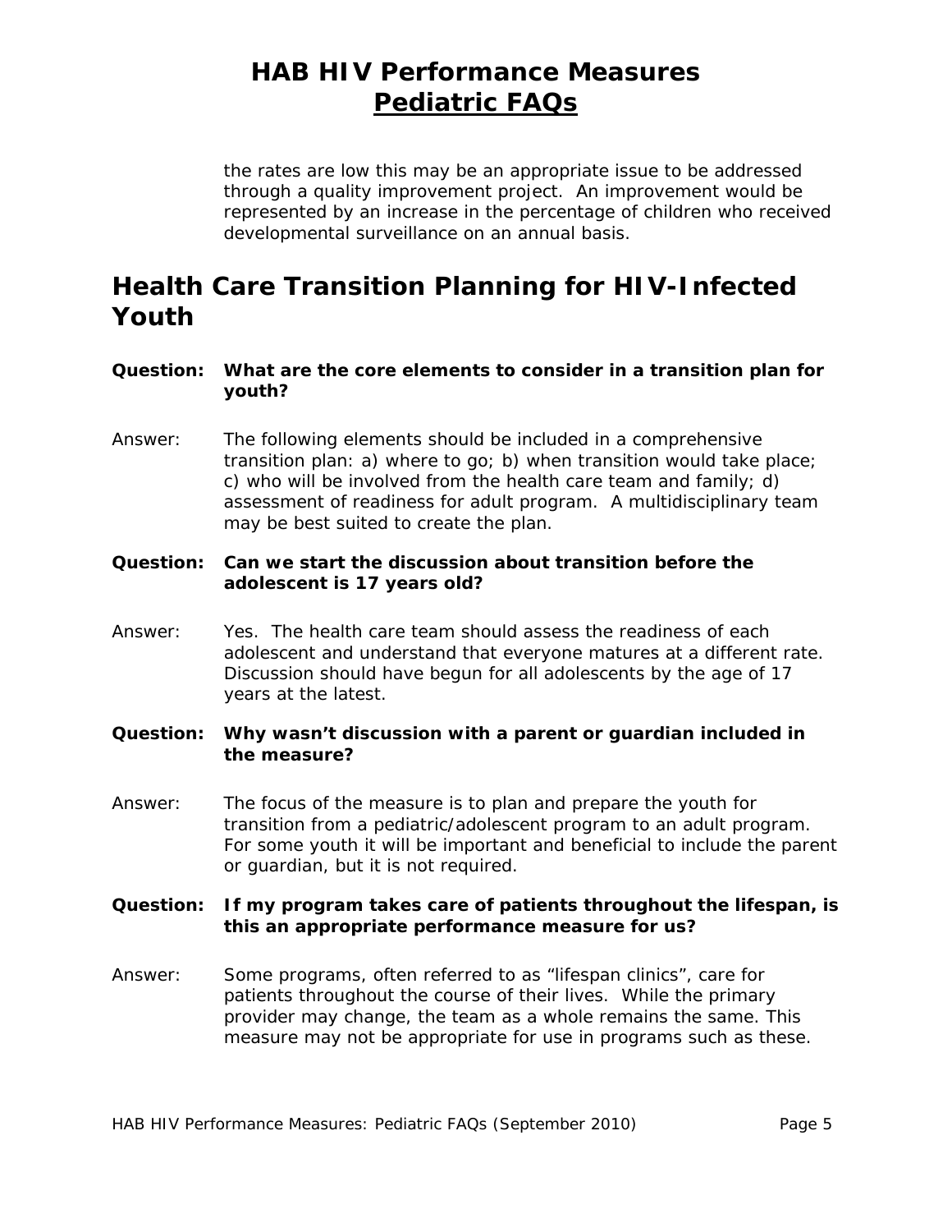the rates are low this may be an appropriate issue to be addressed through a quality improvement project. An improvement would be represented by an increase in the percentage of children who received developmental surveillance on an annual basis.

## Health Care Transition Planning for HIV-Infected Youth

**Question: What are the core elements to consider in a transition plan for youth?**

Answer: The following elements should be included in a comprehensive transition plan: a) where to go; b) when transition would take place; c) who will be involved from the health care team and family; d) assessment of readiness for adult program. A multidisciplinary team may be best suited to create the plan.

**Question: Can we start the discussion about transition before the adolescent is 17 years old?**

Answer: Yes. The health care team should assess the readiness of each adolescent and understand that everyone matures at a different rate. Discussion should have begun for all adolescents by the age of 17 years at the latest.

**Question: Why wasn't discussion with a parent or guardian included in the measure?**

Answer: The focus of the measure is to plan and prepare the youth for transition from a pediatric/adolescent program to an adult program. For some youth it will be important and beneficial to include the parent or guardian, but it is not required.

**Question: If my program takes care of patients throughout the lifespan, is this an appropriate performance measure for us?**

Answer: Some programs, often referred to as "lifespan clinics", care for patients throughout the course of their lives. While the primary provider may change, the team as a whole remains the same. This measure may not be appropriate for use in programs such as these.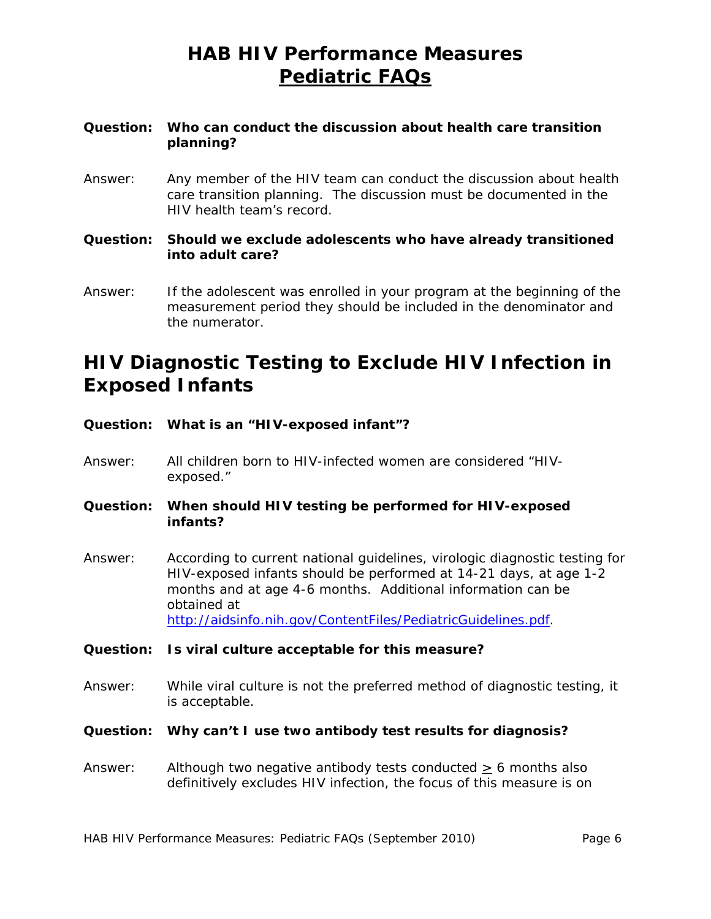# HAB HIV Performance Measures
## Pediatric FAQs

**Question: Who can conduct the discussion about health care transition planning?**

Answer: Any member of the HIV team can conduct the discussion about health care transition planning. The discussion must be documented in the HIV health team's record.

**Question: Should we exclude adolescents who have already transitioned into adult care?**

Answer: If the adolescent was enrolled in your program at the beginning of the measurement period they should be included in the denominator and the numerator.

## HIV Diagnostic Testing to Exclude HIV Infection in Exposed Infants

**Question: What is an "HIV-exposed infant"?**

Answer: All children born to HIV-infected women are considered "HIV-exposed."

**Question: When should HIV testing be performed for HIV-exposed infants?**

Answer: According to current national guidelines, virologic diagnostic testing for HIV-exposed infants should be performed at 14-21 days, at age 1-2 months and at age 4-6 months. Additional information can be obtained at [http://aidsinfo.nih.gov/ContentFiles/PediatricGuidelines.pdf](http://aidsinfo.nih.gov/ContentFiles/PediatricGuidelines.pdf).

**Question: Is viral culture acceptable for this measure?**

Answer: While viral culture is not the preferred method of diagnostic testing, it is acceptable.

**Question: Why can't I use two antibody test results for diagnosis?**

Answer: Although two negative antibody tests conducted $\geq$ 6 months also definitively excludes HIV infection, the focus of this measure is on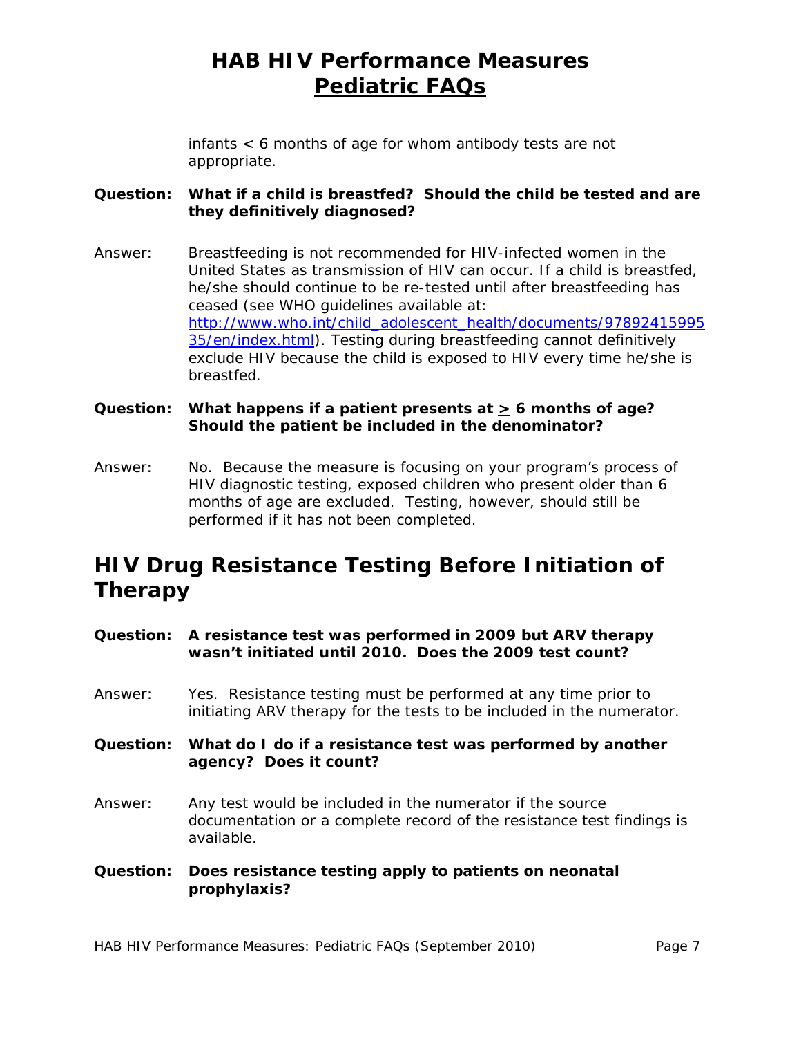infants < 6 months of age for whom antibody tests are not appropriate.

**Question: What if a child is breastfed? Should the child be tested and are they definitively diagnosed?**

Answer: Breastfeeding is not recommended for HIV-infected women in the United States as transmission of HIV can occur. If a child is breastfed, he/she should continue to be re-tested until after breastfeeding has ceased (see WHO guidelines available at: [http://www.who.int/child_adolescent_health/documents/9789241599535/en/index.html](http://www.who.int/child_adolescent_health/documents/9789241599535/en/index.html)). Testing during breastfeeding cannot definitively exclude HIV because the child is exposed to HIV every time he/she is breastfed.

**Question: What happens if a patient presents at ≥ 6 months of age? Should the patient be included in the denominator?**

Answer: No. Because the measure is focusing on <u>your</u> program's process of HIV diagnostic testing, exposed children who present older than 6 months of age are excluded. Testing, however, should still be performed if it has not been completed.

## HIV Drug Resistance Testing Before Initiation of Therapy

**Question: A resistance test was performed in 2009 but ARV therapy wasn't initiated until 2010. Does the 2009 test count?**

Answer: Yes. Resistance testing must be performed at any time prior to initiating ARV therapy for the tests to be included in the numerator.

**Question: What do I do if a resistance test was performed by another agency? Does it count?**

Answer: Any test would be included in the numerator if the source documentation or a complete record of the resistance test findings is available.

**Question: Does resistance testing apply to patients on neonatal prophylaxis?**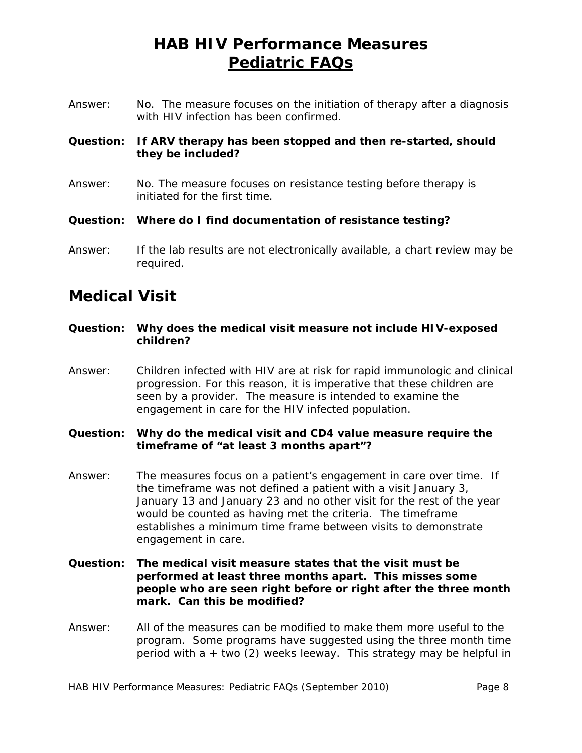Answer: No. The measure focuses on the initiation of therapy after a diagnosis with HIV infection has been confirmed.

**Question: If ARV therapy has been stopped and then re-started, should they be included?**

Answer: No. The measure focuses on resistance testing before therapy is initiated for the first time.

**Question: Where do I find documentation of resistance testing?**

Answer: If the lab results are not electronically available, a chart review may be required.

## Medical Visit

**Question: Why does the medical visit measure not include HIV-exposed children?**

Answer: Children infected with HIV are at risk for rapid immunologic and clinical progression. For this reason, it is imperative that these children are seen by a provider. The measure is intended to examine the engagement in care for the HIV infected population.

**Question: Why do the medical visit and CD4 value measure require the timeframe of "at least 3 months apart"?**

Answer: The measures focus on a patient's engagement in care over time. If the timeframe was not defined a patient with a visit January 3, January 13 and January 23 and no other visit for the rest of the year would be counted as having met the criteria. The timeframe establishes a minimum time frame between visits to demonstrate engagement in care.

**Question: The medical visit measure states that the visit must be performed at least three months apart. This misses some people who are seen right before or right after the three month mark. Can this be modified?**

Answer: All of the measures can be modified to make them more useful to the program. Some programs have suggested using the three month time period with a ± two (2) weeks leeway. This strategy may be helpful in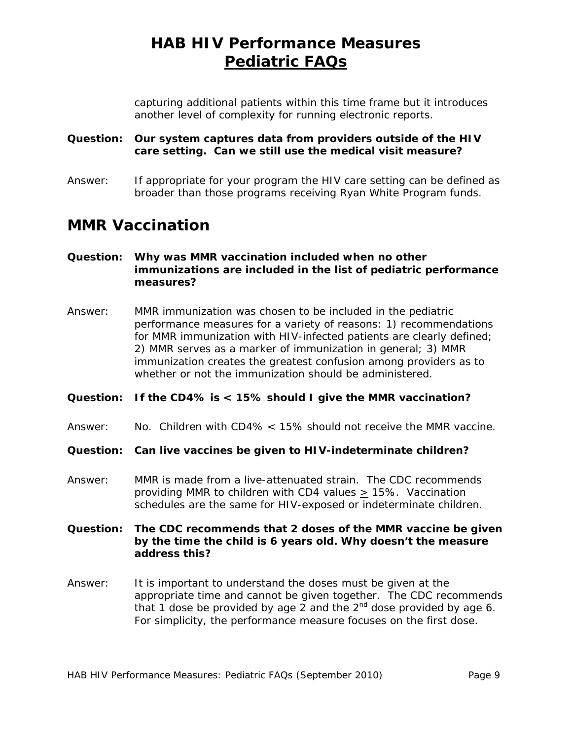capturing additional patients within this time frame but it introduces another level of complexity for running electronic reports.

**Question: Our system captures data from providers outside of the HIV care setting. Can we still use the medical visit measure?**

Answer: If appropriate for your program the HIV care setting can be defined as broader than those programs receiving Ryan White Program funds.

## MMR Vaccination

**Question: Why was MMR vaccination included when no other immunizations are included in the list of pediatric performance measures?**

Answer: MMR immunization was chosen to be included in the pediatric performance measures for a variety of reasons: 1) recommendations for MMR immunization with HIV-infected patients are clearly defined; 2) MMR serves as a marker of immunization in general; 3) MMR immunization creates the greatest confusion among providers as to whether or not the immunization should be administered.

**Question: If the CD4% is < 15% should I give the MMR vaccination?**

Answer: No. Children with CD4% < 15% should not receive the MMR vaccine.

**Question: Can live vaccines be given to HIV-indeterminate children?**

Answer: MMR is made from a live-attenuated strain. The CDC recommends providing MMR to children with CD4 values ≥ 15%. Vaccination schedules are the same for HIV-exposed or indeterminate children.

**Question: The CDC recommends that 2 doses of the MMR vaccine be given by the time the child is 6 years old. Why doesn't the measure address this?**

Answer: It is important to understand the doses must be given at the appropriate time and cannot be given together. The CDC recommends that 1 dose be provided by age 2 and the 2nd dose provided by age 6. For simplicity, the performance measure focuses on the first dose.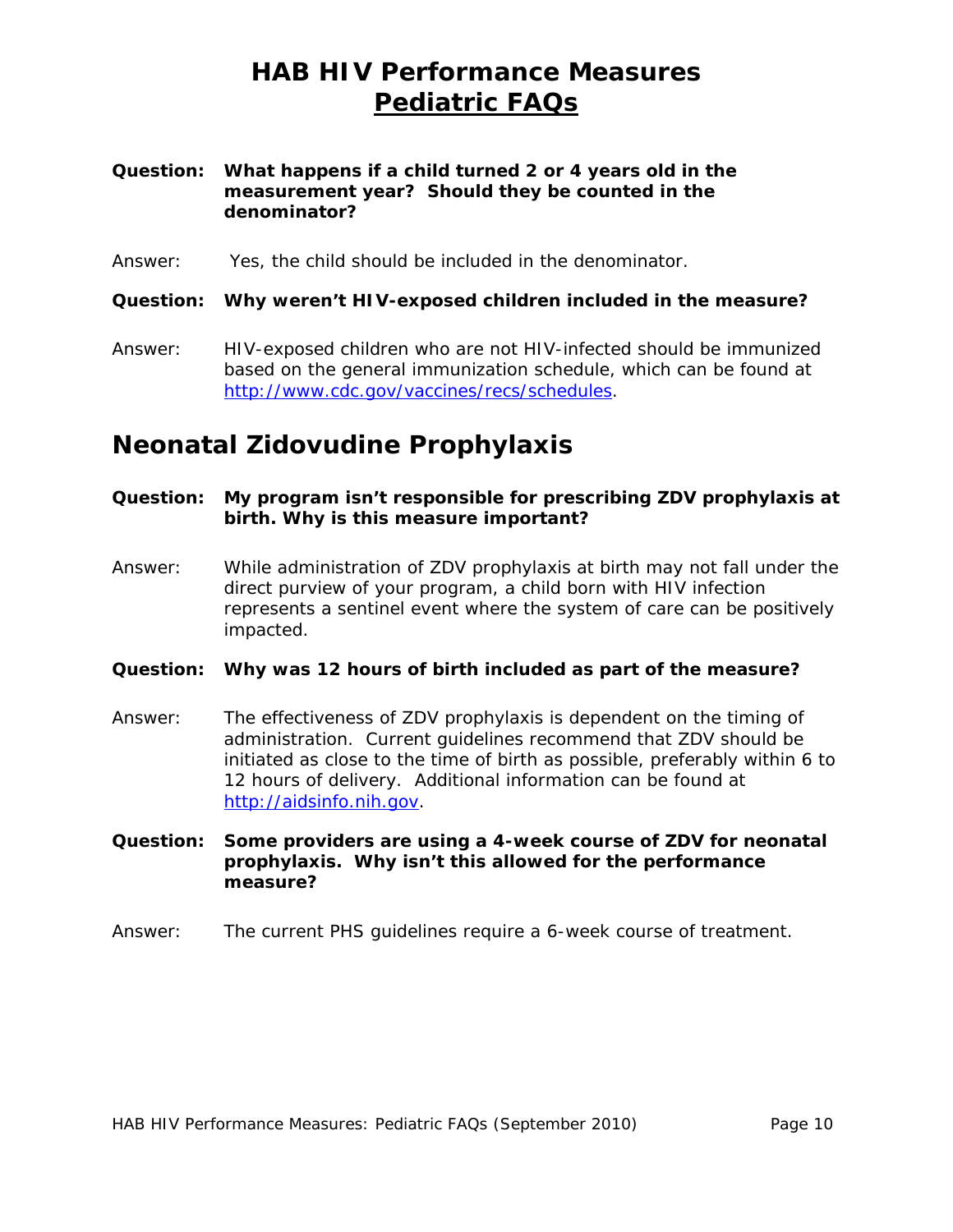# HAB HIV Performance Measures
## Pediatric FAQs

**Question: What happens if a child turned 2 or 4 years old in the measurement year? Should they be counted in the denominator?**

Answer: Yes, the child should be included in the denominator.

**Question: Why weren't HIV-exposed children included in the measure?**

Answer: HIV-exposed children who are not HIV-infected should be immunized based on the general immunization schedule, which can be found at http://www.cdc.gov/vaccines/recs/schedules.

## Neonatal Zidovudine Prophylaxis

**Question: My program isn't responsible for prescribing ZDV prophylaxis at birth. Why is this measure important?**

Answer: While administration of ZDV prophylaxis at birth may not fall under the direct purview of your program, a child born with HIV infection represents a sentinel event where the system of care can be positively impacted.

**Question: Why was 12 hours of birth included as part of the measure?**

Answer: The effectiveness of ZDV prophylaxis is dependent on the timing of administration. Current guidelines recommend that ZDV should be initiated as close to the time of birth as possible, preferably within 6 to 12 hours of delivery. Additional information can be found at http://aidsinfo.nih.gov.

**Question: Some providers are using a 4-week course of ZDV for neonatal prophylaxis. Why isn't this allowed for the performance measure?**

Answer: The current PHS guidelines require a 6-week course of treatment.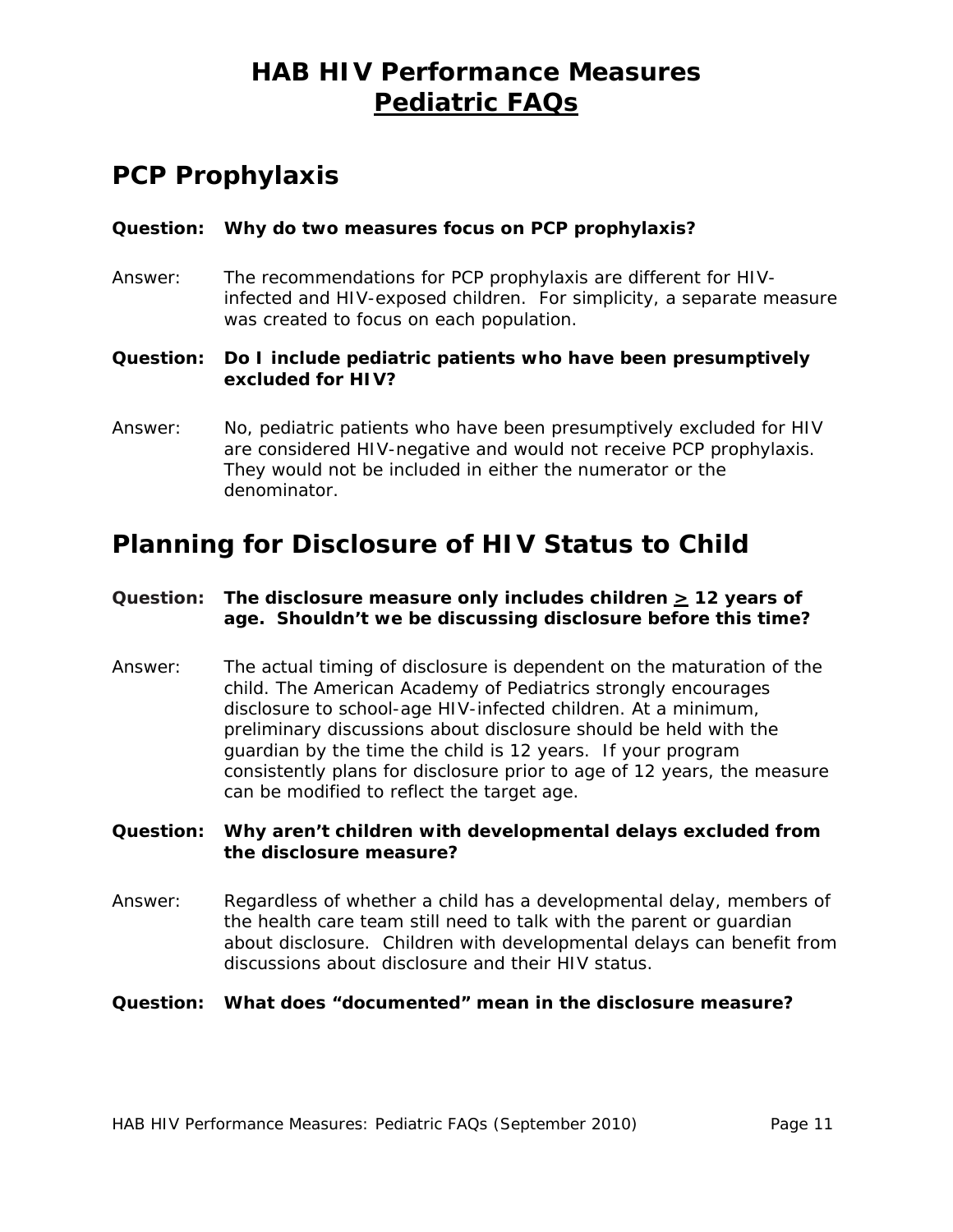# HAB HIV Performance Measures
## Pediatric FAQs

## PCP Prophylaxis

**Question: Why do two measures focus on PCP prophylaxis?**

Answer: The recommendations for PCP prophylaxis are different for HIV-infected and HIV-exposed children. For simplicity, a separate measure was created to focus on each population.

**Question: Do I include pediatric patients who have been presumptively excluded for HIV?**

Answer: No, pediatric patients who have been presumptively excluded for HIV are considered HIV-negative and would not receive PCP prophylaxis. They would not be included in either the numerator or the denominator.

## Planning for Disclosure of HIV Status to Child

**Question: The disclosure measure only includes children ≥ 12 years of age. Shouldn't we be discussing disclosure before this time?**

Answer: The actual timing of disclosure is dependent on the maturation of the child. The American Academy of Pediatrics strongly encourages disclosure to school-age HIV-infected children. At a minimum, preliminary discussions about disclosure should be held with the guardian by the time the child is 12 years. If your program consistently plans for disclosure prior to age of 12 years, the measure can be modified to reflect the target age.

**Question: Why aren't children with developmental delays excluded from the disclosure measure?**

Answer: Regardless of whether a child has a developmental delay, members of the health care team still need to talk with the parent or guardian about disclosure. Children with developmental delays can benefit from discussions about disclosure and their HIV status.

**Question: What does "documented" mean in the disclosure measure?**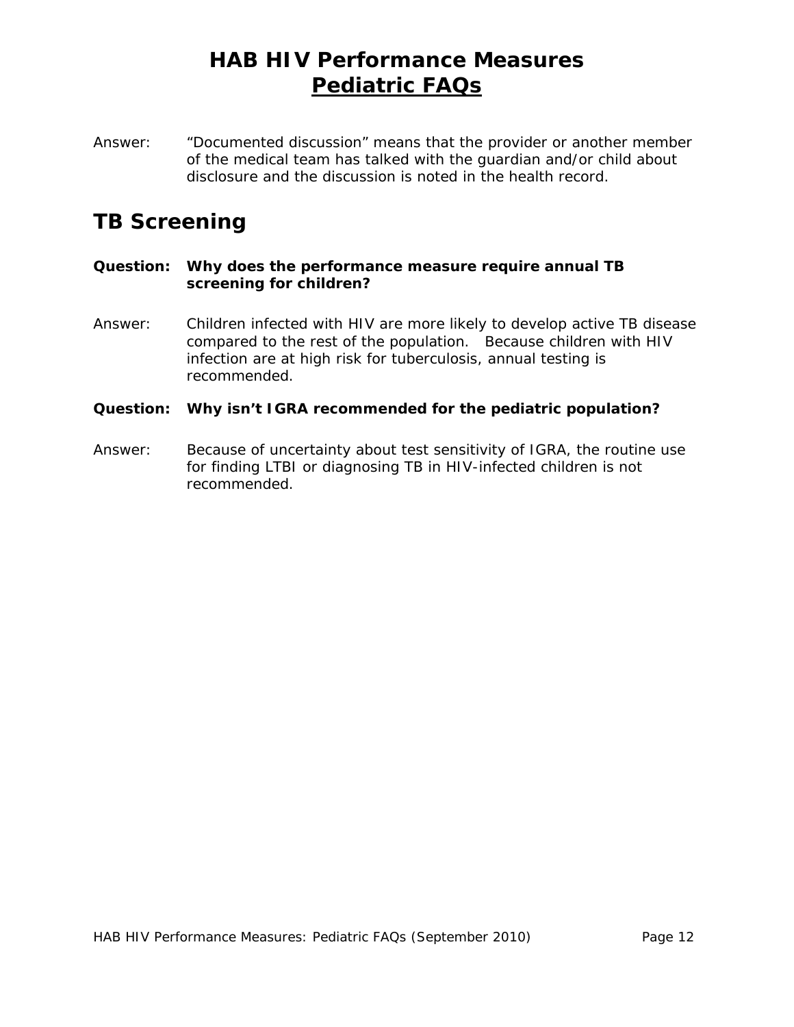Answer: "Documented discussion" means that the provider or another member of the medical team has talked with the guardian and/or child about disclosure and the discussion is noted in the health record.

## TB Screening

**Question: Why does the performance measure require annual TB screening for children?**

Answer: Children infected with HIV are more likely to develop active TB disease compared to the rest of the population. Because children with HIV infection are at high risk for tuberculosis, annual testing is recommended.

**Question: Why isn't IGRA recommended for the pediatric population?**

Answer: Because of uncertainty about test sensitivity of IGRA, the routine use for finding LTBI or diagnosing TB in HIV-infected children is not recommended.